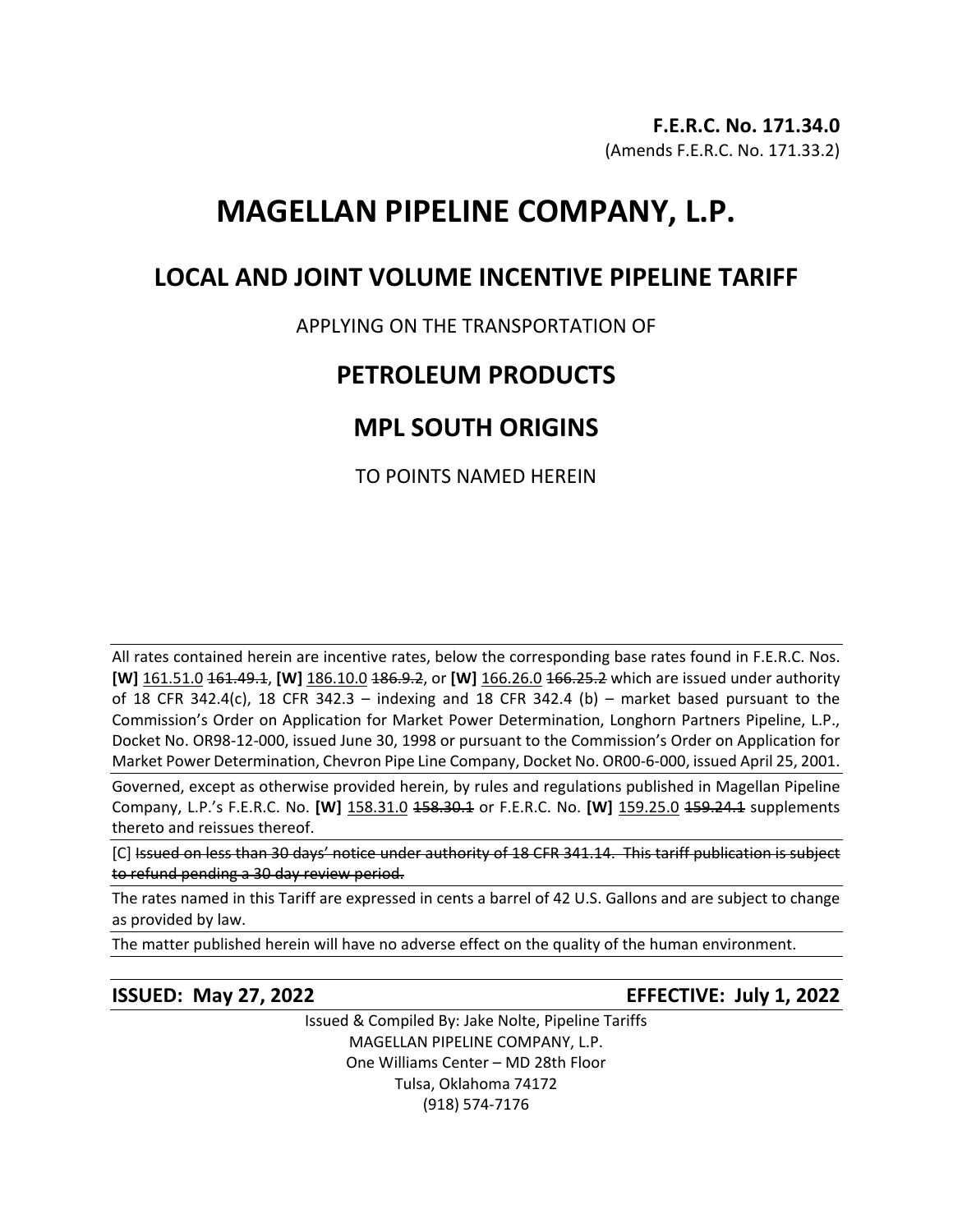**F.E.R.C. No. 171.34.0**
(Amends F.E.R.C. No. 171.33.2)

# MAGELLAN PIPELINE COMPANY, L.P.

## LOCAL AND JOINT VOLUME INCENTIVE PIPELINE TARIFF

APPLYING ON THE TRANSPORTATION OF

## PETROLEUM PRODUCTS

## MPL SOUTH ORIGINS

TO POINTS NAMED HEREIN

All rates contained herein are incentive rates, below the corresponding base rates found in F.E.R.C. Nos. **[W]** <u>161.51.0</u> ~~161.49.1~~, **[W]** <u>186.10.0</u> ~~186.9.2~~, or **[W]** <u>166.26.0</u> ~~166.25.2~~ which are issued under authority of 18 CFR 342.4(c), 18 CFR 342.3 – indexing and 18 CFR 342.4 (b) – market based pursuant to the Commission's Order on Application for Market Power Determination, Longhorn Partners Pipeline, L.P., Docket No. OR98-12-000, issued June 30, 1998 or pursuant to the Commission's Order on Application for Market Power Determination, Chevron Pipe Line Company, Docket No. OR00-6-000, issued April 25, 2001.

Governed, except as otherwise provided herein, by rules and regulations published in Magellan Pipeline Company, L.P.'s F.E.R.C. No. **[W]** <u>158.31.0</u> ~~158.30.1~~ or F.E.R.C. No. **[W]** <u>159.25.0</u> ~~159.24.1~~ supplements thereto and reissues thereof.

[C] ~~Issued on less than 30 days' notice under authority of 18 CFR 341.14. This tariff publication is subject to refund pending a 30 day review period.~~

The rates named in this Tariff are expressed in cents a barrel of 42 U.S. Gallons and are subject to change as provided by law.

The matter published herein will have no adverse effect on the quality of the human environment.

**ISSUED: May 27, 2022** **EFFECTIVE: July 1, 2022**

Issued & Compiled By: Jake Nolte, Pipeline Tariffs
MAGELLAN PIPELINE COMPANY, L.P.
One Williams Center – MD 28th Floor
Tulsa, Oklahoma 74172
(918) 574-7176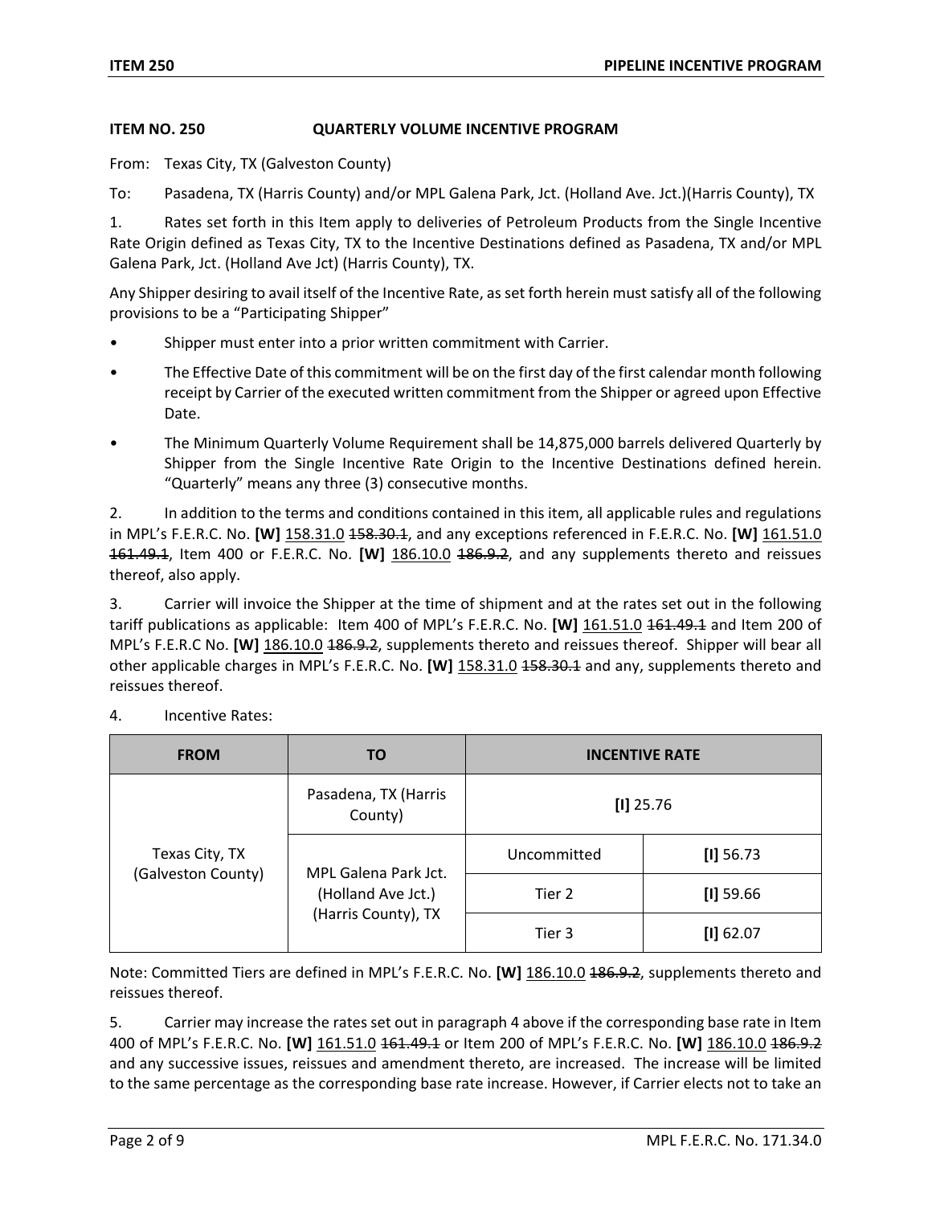## ITEM NO. 250 QUARTERLY VOLUME INCENTIVE PROGRAM

From: Texas City, TX (Galveston County)

To: Pasadena, TX (Harris County) and/or MPL Galena Park, Jct. (Holland Ave. Jct.)(Harris County), TX

1. Rates set forth in this Item apply to deliveries of Petroleum Products from the Single Incentive Rate Origin defined as Texas City, TX to the Incentive Destinations defined as Pasadena, TX and/or MPL Galena Park, Jct. (Holland Ave Jct) (Harris County), TX.

Any Shipper desiring to avail itself of the Incentive Rate, as set forth herein must satisfy all of the following provisions to be a "Participating Shipper"

- Shipper must enter into a prior written commitment with Carrier.
- The Effective Date of this commitment will be on the first day of the first calendar month following receipt by Carrier of the executed written commitment from the Shipper or agreed upon Effective Date.
- The Minimum Quarterly Volume Requirement shall be 14,875,000 barrels delivered Quarterly by Shipper from the Single Incentive Rate Origin to the Incentive Destinations defined herein. "Quarterly" means any three (3) consecutive months.

2. In addition to the terms and conditions contained in this item, all applicable rules and regulations in MPL's F.E.R.C. No. **[W]** 158.31.0 ~~158.30.1~~, and any exceptions referenced in F.E.R.C. No. **[W]** 161.51.0 ~~161.49.1~~, Item 400 or F.E.R.C. No. **[W]** 186.10.0 ~~186.9.2~~, and any supplements thereto and reissues thereof, also apply.

3. Carrier will invoice the Shipper at the time of shipment and at the rates set out in the following tariff publications as applicable: Item 400 of MPL's F.E.R.C. No. **[W]** 161.51.0 ~~161.49.1~~ and Item 200 of MPL's F.E.R.C No. **[W]** 186.10.0 ~~186.9.2~~, supplements thereto and reissues thereof. Shipper will bear all other applicable charges in MPL's F.E.R.C. No. **[W]** 158.31.0 ~~158.30.1~~ and any, supplements thereto and reissues thereof.

4. Incentive Rates:

| FROM | TO | INCENTIVE RATE | |
|---|---|---|---|
| Texas City, TX (Galveston County) | Pasadena, TX (Harris County) | **[I]** 25.76 | |
| | MPL Galena Park Jct. (Holland Ave Jct.) (Harris County), TX | Uncommitted | **[I]** 56.73 |
| | | Tier 2 | **[I]** 59.66 |
| | | Tier 3 | **[I]** 62.07 |

Note: Committed Tiers are defined in MPL's F.E.R.C. No. **[W]** 186.10.0 ~~186.9.2~~, supplements thereto and reissues thereof.

5. Carrier may increase the rates set out in paragraph 4 above if the corresponding base rate in Item 400 of MPL's F.E.R.C. No. **[W]** 161.51.0 ~~161.49.1~~ or Item 200 of MPL's F.E.R.C. No. **[W]** 186.10.0 ~~186.9.2~~ and any successive issues, reissues and amendment thereto, are increased. The increase will be limited to the same percentage as the corresponding base rate increase. However, if Carrier elects not to take an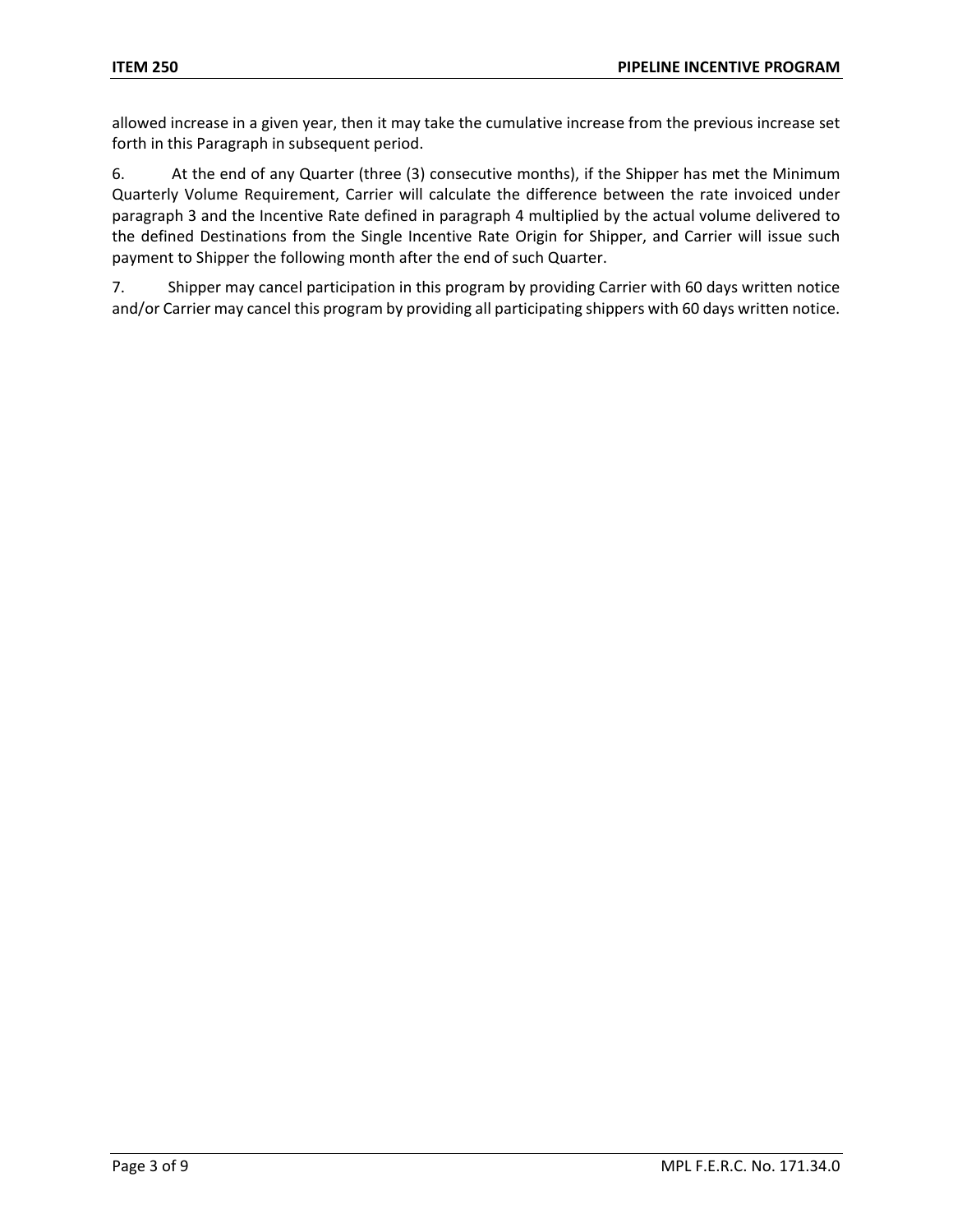allowed increase in a given year, then it may take the cumulative increase from the previous increase set forth in this Paragraph in subsequent period.

6. At the end of any Quarter (three (3) consecutive months), if the Shipper has met the Minimum Quarterly Volume Requirement, Carrier will calculate the difference between the rate invoiced under paragraph 3 and the Incentive Rate defined in paragraph 4 multiplied by the actual volume delivered to the defined Destinations from the Single Incentive Rate Origin for Shipper, and Carrier will issue such payment to Shipper the following month after the end of such Quarter.

7. Shipper may cancel participation in this program by providing Carrier with 60 days written notice and/or Carrier may cancel this program by providing all participating shippers with 60 days written notice.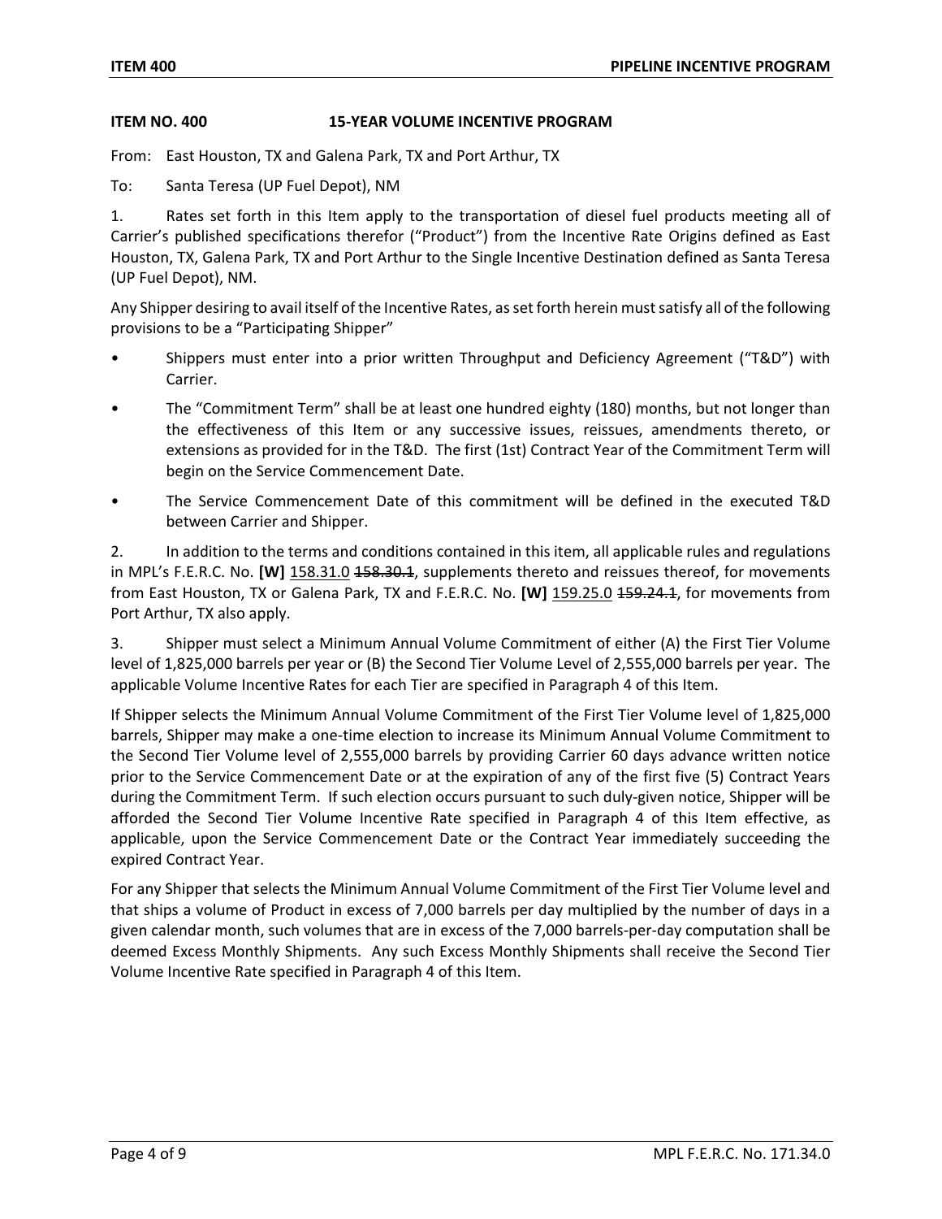**ITEM NO. 400 15-YEAR VOLUME INCENTIVE PROGRAM**

From: East Houston, TX and Galena Park, TX and Port Arthur, TX

To: Santa Teresa (UP Fuel Depot), NM

1. Rates set forth in this Item apply to the transportation of diesel fuel products meeting all of Carrier's published specifications therefor ("Product") from the Incentive Rate Origins defined as East Houston, TX, Galena Park, TX and Port Arthur to the Single Incentive Destination defined as Santa Teresa (UP Fuel Depot), NM.

Any Shipper desiring to avail itself of the Incentive Rates, as set forth herein must satisfy all of the following provisions to be a "Participating Shipper"

- Shippers must enter into a prior written Throughput and Deficiency Agreement ("T&D") with Carrier.
- The "Commitment Term" shall be at least one hundred eighty (180) months, but not longer than the effectiveness of this Item or any successive issues, reissues, amendments thereto, or extensions as provided for in the T&D. The first (1st) Contract Year of the Commitment Term will begin on the Service Commencement Date.
- The Service Commencement Date of this commitment will be defined in the executed T&D between Carrier and Shipper.

2. In addition to the terms and conditions contained in this item, all applicable rules and regulations in MPL's F.E.R.C. No. **[W]** 158.31.0 ~~158.30.1~~, supplements thereto and reissues thereof, for movements from East Houston, TX or Galena Park, TX and F.E.R.C. No. **[W]** 159.25.0 ~~159.24.1~~, for movements from Port Arthur, TX also apply.

3. Shipper must select a Minimum Annual Volume Commitment of either (A) the First Tier Volume level of 1,825,000 barrels per year or (B) the Second Tier Volume Level of 2,555,000 barrels per year. The applicable Volume Incentive Rates for each Tier are specified in Paragraph 4 of this Item.

If Shipper selects the Minimum Annual Volume Commitment of the First Tier Volume level of 1,825,000 barrels, Shipper may make a one-time election to increase its Minimum Annual Volume Commitment to the Second Tier Volume level of 2,555,000 barrels by providing Carrier 60 days advance written notice prior to the Service Commencement Date or at the expiration of any of the first five (5) Contract Years during the Commitment Term. If such election occurs pursuant to such duly-given notice, Shipper will be afforded the Second Tier Volume Incentive Rate specified in Paragraph 4 of this Item effective, as applicable, upon the Service Commencement Date or the Contract Year immediately succeeding the expired Contract Year.

For any Shipper that selects the Minimum Annual Volume Commitment of the First Tier Volume level and that ships a volume of Product in excess of 7,000 barrels per day multiplied by the number of days in a given calendar month, such volumes that are in excess of the 7,000 barrels-per-day computation shall be deemed Excess Monthly Shipments. Any such Excess Monthly Shipments shall receive the Second Tier Volume Incentive Rate specified in Paragraph 4 of this Item.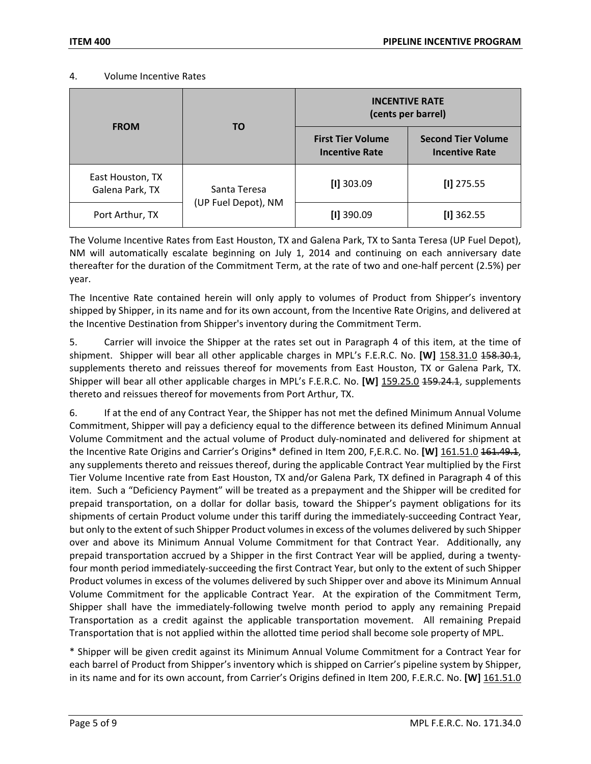4. Volume Incentive Rates

| FROM | TO | INCENTIVE RATE (cents per barrel) | |
|---|---|---|---|
| | | First Tier Volume Incentive Rate | Second Tier Volume Incentive Rate |
| East Houston, TX Galena Park, TX | Santa Teresa (UP Fuel Depot), NM | **[I]** 303.09 | **[I]** 275.55 |
| Port Arthur, TX | | **[I]** 390.09 | **[I]** 362.55 |

The Volume Incentive Rates from East Houston, TX and Galena Park, TX to Santa Teresa (UP Fuel Depot), NM will automatically escalate beginning on July 1, 2014 and continuing on each anniversary date thereafter for the duration of the Commitment Term, at the rate of two and one-half percent (2.5%) per year.

The Incentive Rate contained herein will only apply to volumes of Product from Shipper's inventory shipped by Shipper, in its name and for its own account, from the Incentive Rate Origins, and delivered at the Incentive Destination from Shipper's inventory during the Commitment Term.

5. Carrier will invoice the Shipper at the rates set out in Paragraph 4 of this item, at the time of shipment. Shipper will bear all other applicable charges in MPL's F.E.R.C. No. **[W]** 158.31.0 ~~158.30.1~~, supplements thereto and reissues thereof for movements from East Houston, TX or Galena Park, TX. Shipper will bear all other applicable charges in MPL's F.E.R.C. No. **[W]** 159.25.0 ~~159.24.1~~, supplements thereto and reissues thereof for movements from Port Arthur, TX.

6. If at the end of any Contract Year, the Shipper has not met the defined Minimum Annual Volume Commitment, Shipper will pay a deficiency equal to the difference between its defined Minimum Annual Volume Commitment and the actual volume of Product duly-nominated and delivered for shipment at the Incentive Rate Origins and Carrier's Origins* defined in Item 200, F,E.R.C. No. **[W]** 161.51.0 ~~161.49.1~~, any supplements thereto and reissues thereof, during the applicable Contract Year multiplied by the First Tier Volume Incentive rate from East Houston, TX and/or Galena Park, TX defined in Paragraph 4 of this item. Such a "Deficiency Payment" will be treated as a prepayment and the Shipper will be credited for prepaid transportation, on a dollar for dollar basis, toward the Shipper's payment obligations for its shipments of certain Product volume under this tariff during the immediately-succeeding Contract Year, but only to the extent of such Shipper Product volumes in excess of the volumes delivered by such Shipper over and above its Minimum Annual Volume Commitment for that Contract Year. Additionally, any prepaid transportation accrued by a Shipper in the first Contract Year will be applied, during a twenty-four month period immediately-succeeding the first Contract Year, but only to the extent of such Shipper Product volumes in excess of the volumes delivered by such Shipper over and above its Minimum Annual Volume Commitment for the applicable Contract Year. At the expiration of the Commitment Term, Shipper shall have the immediately-following twelve month period to apply any remaining Prepaid Transportation as a credit against the applicable transportation movement. All remaining Prepaid Transportation that is not applied within the allotted time period shall become sole property of MPL.

\* Shipper will be given credit against its Minimum Annual Volume Commitment for a Contract Year for each barrel of Product from Shipper's inventory which is shipped on Carrier's pipeline system by Shipper, in its name and for its own account, from Carrier's Origins defined in Item 200, F.E.R.C. No. **[W]** 161.51.0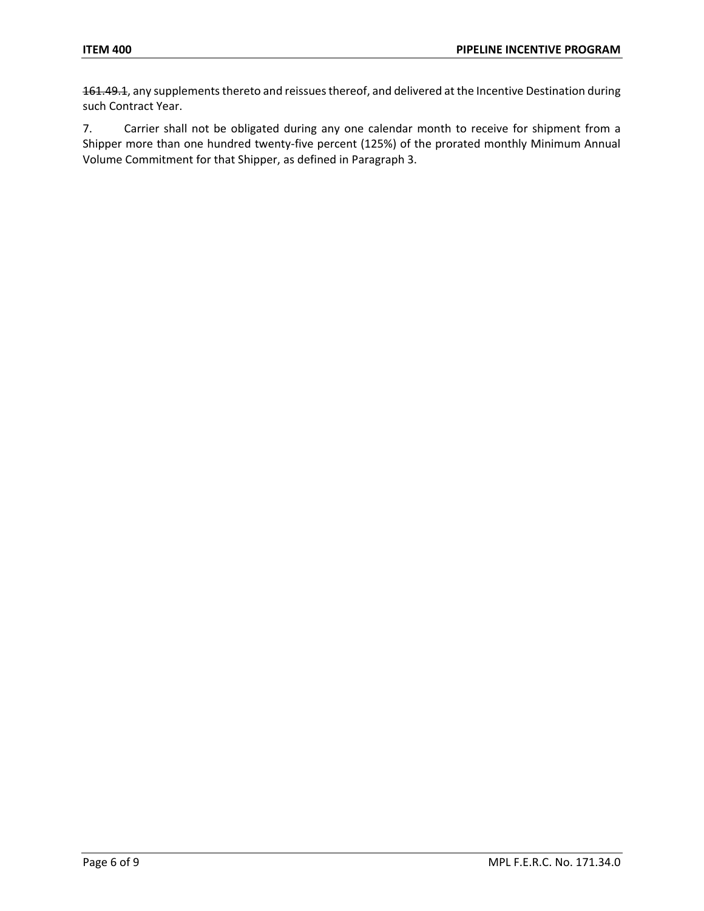~~161.49.1~~, any supplements thereto and reissues thereof, and delivered at the Incentive Destination during such Contract Year.

7. Carrier shall not be obligated during any one calendar month to receive for shipment from a Shipper more than one hundred twenty-five percent (125%) of the prorated monthly Minimum Annual Volume Commitment for that Shipper, as defined in Paragraph 3.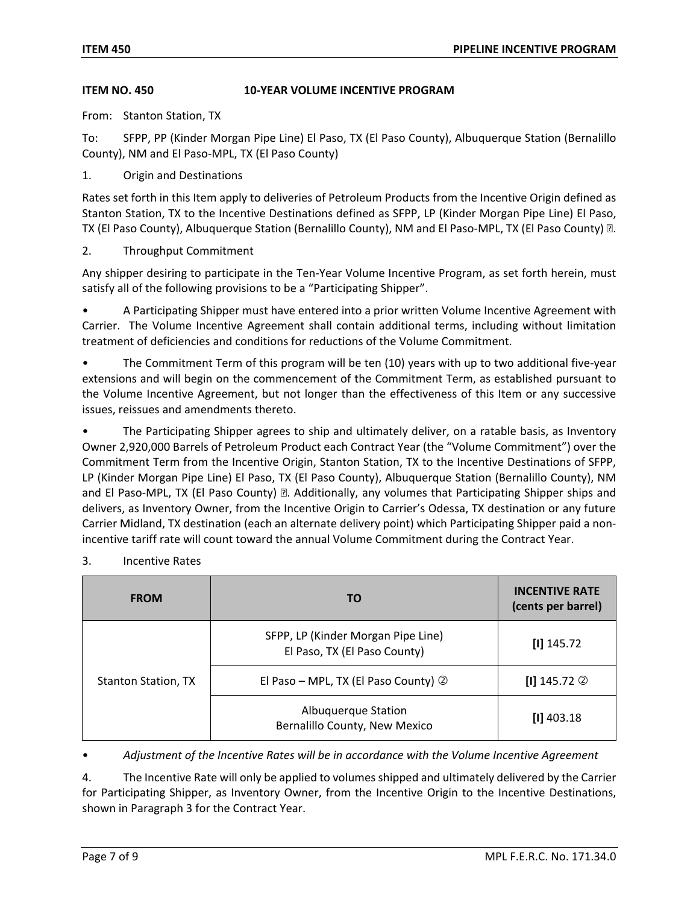**ITEM NO. 450 10-YEAR VOLUME INCENTIVE PROGRAM**

From: Stanton Station, TX

To: SFPP, PP (Kinder Morgan Pipe Line) El Paso, TX (El Paso County), Albuquerque Station (Bernalillo County), NM and El Paso-MPL, TX (El Paso County)

1. Origin and Destinations

Rates set forth in this Item apply to deliveries of Petroleum Products from the Incentive Origin defined as Stanton Station, TX to the Incentive Destinations defined as SFPP, LP (Kinder Morgan Pipe Line) El Paso, TX (El Paso County), Albuquerque Station (Bernalillo County), NM and El Paso-MPL, TX (El Paso County) ②.

2. Throughput Commitment

Any shipper desiring to participate in the Ten-Year Volume Incentive Program, as set forth herein, must satisfy all of the following provisions to be a "Participating Shipper".

- A Participating Shipper must have entered into a prior written Volume Incentive Agreement with Carrier. The Volume Incentive Agreement shall contain additional terms, including without limitation treatment of deficiencies and conditions for reductions of the Volume Commitment.
- The Commitment Term of this program will be ten (10) years with up to two additional five-year extensions and will begin on the commencement of the Commitment Term, as established pursuant to the Volume Incentive Agreement, but not longer than the effectiveness of this Item or any successive issues, reissues and amendments thereto.
- The Participating Shipper agrees to ship and ultimately deliver, on a ratable basis, as Inventory Owner 2,920,000 Barrels of Petroleum Product each Contract Year (the "Volume Commitment") over the Commitment Term from the Incentive Origin, Stanton Station, TX to the Incentive Destinations of SFPP, LP (Kinder Morgan Pipe Line) El Paso, TX (El Paso County), Albuquerque Station (Bernalillo County), NM and El Paso-MPL, TX (El Paso County) ②. Additionally, any volumes that Participating Shipper ships and delivers, as Inventory Owner, from the Incentive Origin to Carrier's Odessa, TX destination or any future Carrier Midland, TX destination (each an alternate delivery point) which Participating Shipper paid a non-incentive tariff rate will count toward the annual Volume Commitment during the Contract Year.

3. Incentive Rates

| FROM | TO | INCENTIVE RATE (cents per barrel) |
|---|---|---|
| Stanton Station, TX | SFPP, LP (Kinder Morgan Pipe Line) El Paso, TX (El Paso County) | **[I]** 145.72 |
| | El Paso – MPL, TX (El Paso County) ② | **[I]** 145.72 ② |
| | Albuquerque Station Bernalillo County, New Mexico | **[I]** 403.18 |

- *Adjustment of the Incentive Rates will be in accordance with the Volume Incentive Agreement*

4. The Incentive Rate will only be applied to volumes shipped and ultimately delivered by the Carrier for Participating Shipper, as Inventory Owner, from the Incentive Origin to the Incentive Destinations, shown in Paragraph 3 for the Contract Year.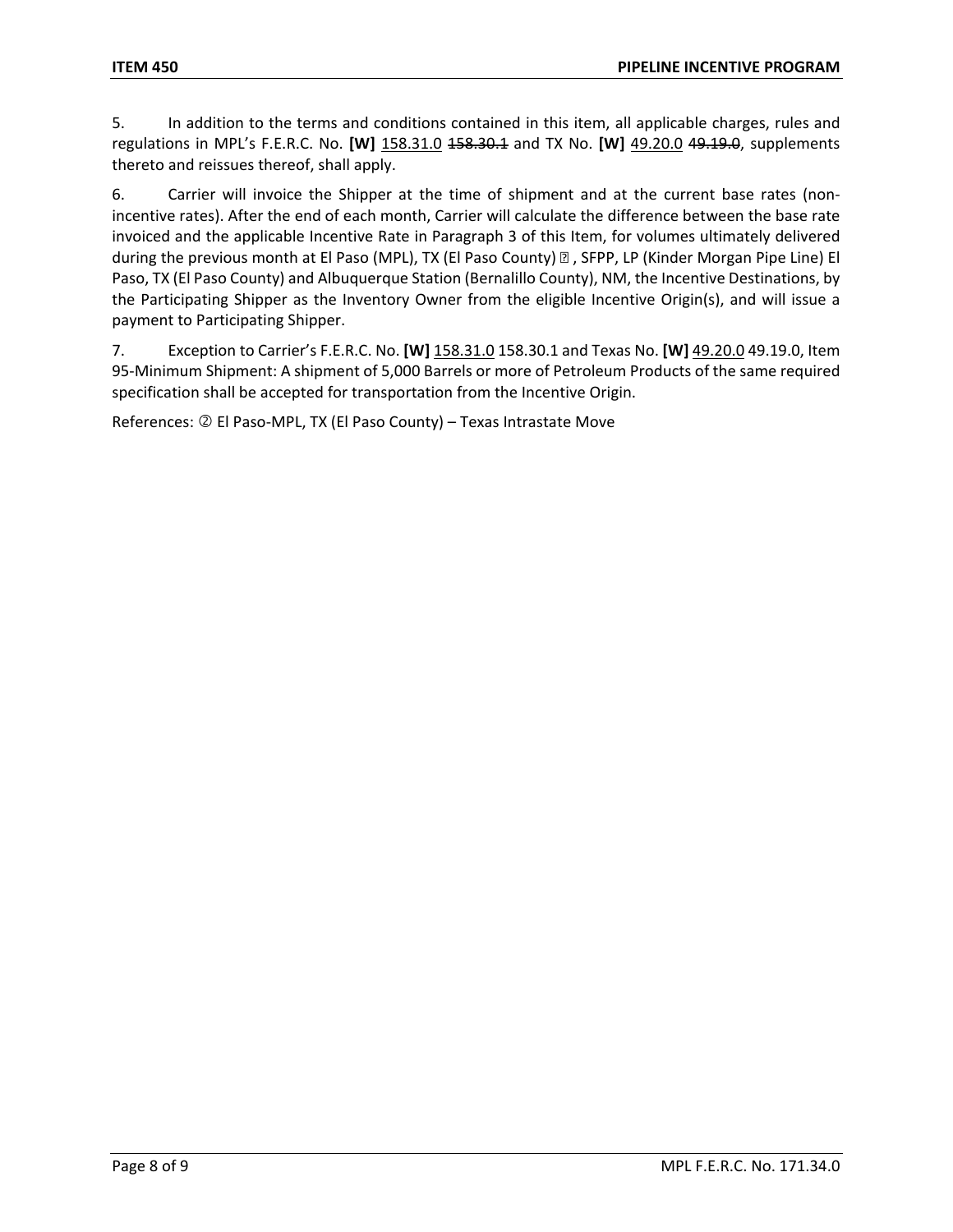5. In addition to the terms and conditions contained in this item, all applicable charges, rules and regulations in MPL's F.E.R.C. No. **[W]** 158.31.0 ~~158.30.1~~ and TX No. **[W]** 49.20.0 ~~49.19.0~~, supplements thereto and reissues thereof, shall apply.

6. Carrier will invoice the Shipper at the time of shipment and at the current base rates (non-incentive rates). After the end of each month, Carrier will calculate the difference between the base rate invoiced and the applicable Incentive Rate in Paragraph 3 of this Item, for volumes ultimately delivered during the previous month at El Paso (MPL), TX (El Paso County) ②, SFPP, LP (Kinder Morgan Pipe Line) El Paso, TX (El Paso County) and Albuquerque Station (Bernalillo County), NM, the Incentive Destinations, by the Participating Shipper as the Inventory Owner from the eligible Incentive Origin(s), and will issue a payment to Participating Shipper.

7. Exception to Carrier's F.E.R.C. No. **[W]** 158.31.0 158.30.1 and Texas No. **[W]** 49.20.0 49.19.0, Item 95-Minimum Shipment: A shipment of 5,000 Barrels or more of Petroleum Products of the same required specification shall be accepted for transportation from the Incentive Origin.

References: ② El Paso-MPL, TX (El Paso County) – Texas Intrastate Move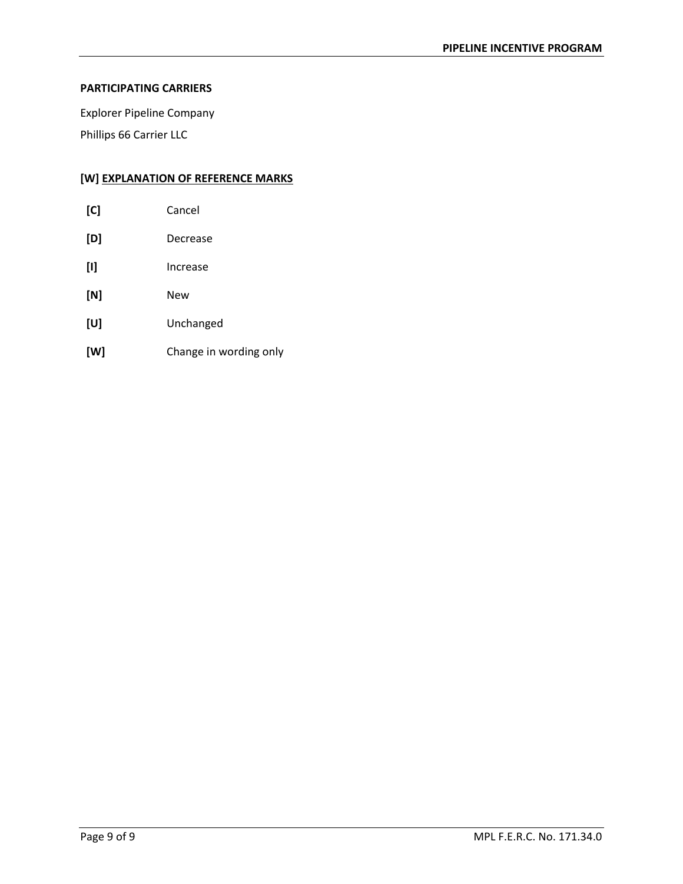**PARTICIPATING CARRIERS**

Explorer Pipeline Company

Phillips 66 Carrier LLC

**[W] <u>EXPLANATION OF REFERENCE MARKS</u>**

| | |
|---|---|
| **[C]** | Cancel |
| **[D]** | Decrease |
| **[I]** | Increase |
| **[N]** | New |
| **[U]** | Unchanged |
| **[W]** | Change in wording only |